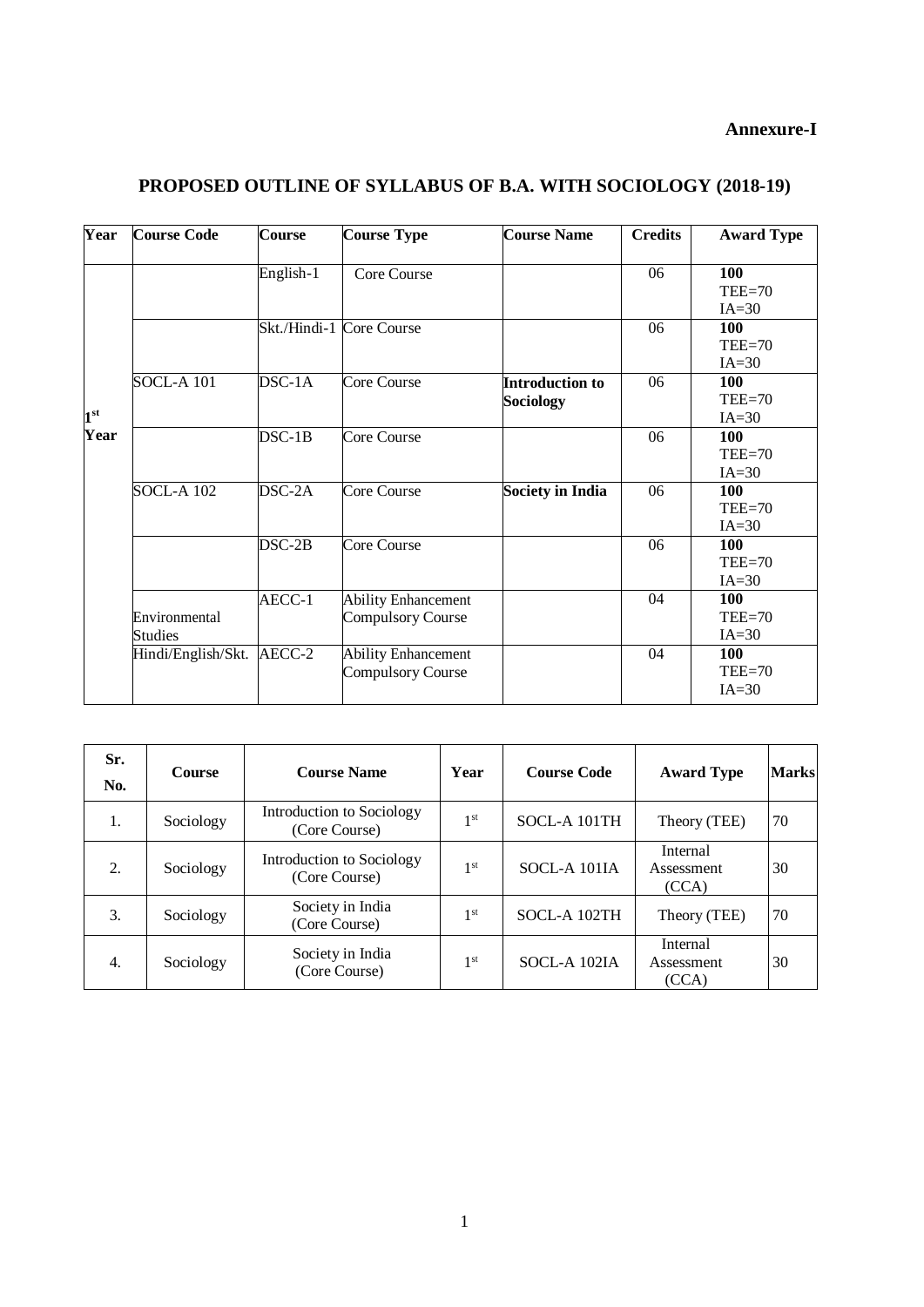**Annexure-I**

# PROPOSED OUTLINE OF SYLLABUS OF B.A. WITH SOCIOLOGY (2018-19)

| Year | Course Code | Course | Course Type | Course Name | Credits | Award Type |
|---|---|---|---|---|---|---|
| 1st Year | | English-1 | Core Course | | 06 | **100** TEE=70 IA=30 |
| | | Skt./Hindi-1 | Core Course | | 06 | **100** TEE=70 IA=30 |
| | SOCL-A 101 | DSC-1A | Core Course | **Introduction to Sociology** | 06 | **100** TEE=70 IA=30 |
| | | DSC-1B | Core Course | | 06 | **100** TEE=70 IA=30 |
| | SOCL-A 102 | DSC-2A | Core Course | **Society in India** | 06 | **100** TEE=70 IA=30 |
| | | DSC-2B | Core Course | | 06 | **100** TEE=70 IA=30 |
| | Environmental Studies | AECC-1 | Ability Enhancement Compulsory Course | | 04 | **100** TEE=70 IA=30 |
| | Hindi/English/Skt. | AECC-2 | Ability Enhancement Compulsory Course | | 04 | **100** TEE=70 IA=30 |

| Sr. No. | Course | Course Name | Year | Course Code | Award Type | Marks |
|---|---|---|---|---|---|---|
| 1. | Sociology | Introduction to Sociology (Core Course) | 1st | SOCL-A 101TH | Theory (TEE) | 70 |
| 2. | Sociology | Introduction to Sociology (Core Course) | 1st | SOCL-A 101IA | Internal Assessment (CCA) | 30 |
| 3. | Sociology | Society in India (Core Course) | 1st | SOCL-A 102TH | Theory (TEE) | 70 |
| 4. | Sociology | Society in India (Core Course) | 1st | SOCL-A 102IA | Internal Assessment (CCA) | 30 |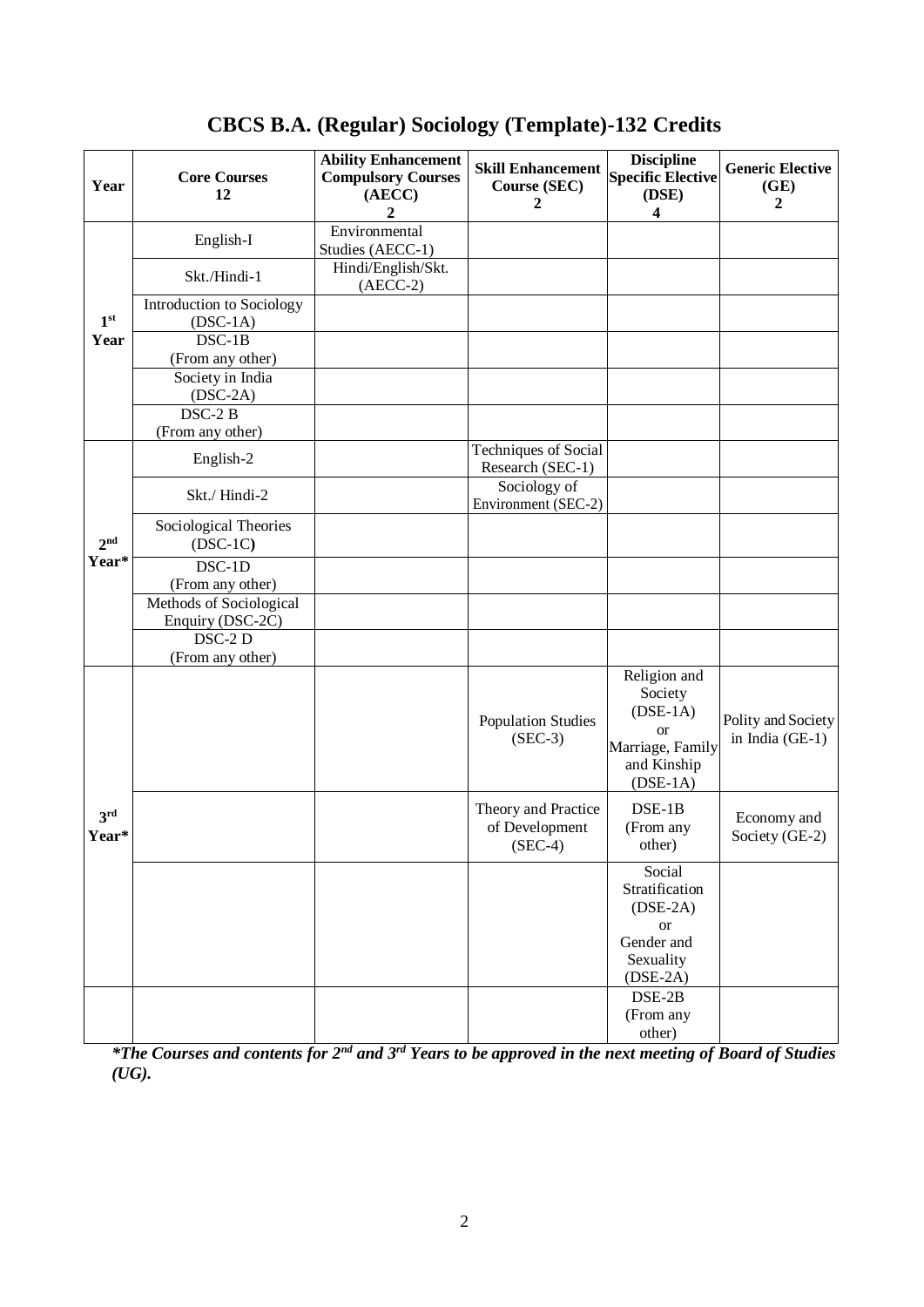# CBCS B.A. (Regular) Sociology (Template)-132 Credits

| Year | Core Courses 12 | Ability Enhancement Compulsory Courses (AECC) 2 | Skill Enhancement Course (SEC) 2 | Discipline Specific Elective (DSE) 4 | Generic Elective (GE) 2 |
|---|---|---|---|---|---|
| 1st Year | English-I | Environmental Studies (AECC-1) | | | |
| | Skt./Hindi-1 | Hindi/English/Skt. (AECC-2) | | | |
| | Introduction to Sociology (DSC-1A) | | | | |
| | DSC-1B (From any other) | | | | |
| | Society in India (DSC-2A) | | | | |
| | DSC-2 B (From any other) | | | | |
| 2nd Year* | English-2 | | Techniques of Social Research (SEC-1) | | |
| | Skt./ Hindi-2 | | Sociology of Environment (SEC-2) | | |
| | Sociological Theories (DSC-1C) | | | | |
| | DSC-1D (From any other) | | | | |
| | Methods of Sociological Enquiry (DSC-2C) | | | | |
| | DSC-2 D (From any other) | | | | |
| 3rd Year* | | | Population Studies (SEC-3) | Religion and Society (DSE-1A) or Marriage, Family and Kinship (DSE-1A) | Polity and Society in India (GE-1) |
| | | | Theory and Practice of Development (SEC-4) | DSE-1B (From any other) | Economy and Society (GE-2) |
| | | | | Social Stratification (DSE-2A) or Gender and Sexuality (DSE-2A) | |
| | | | | DSE-2B (From any other) | |

***The Courses and contents for 2nd and 3rd Years to be approved in the next meeting of Board of Studies (UG).***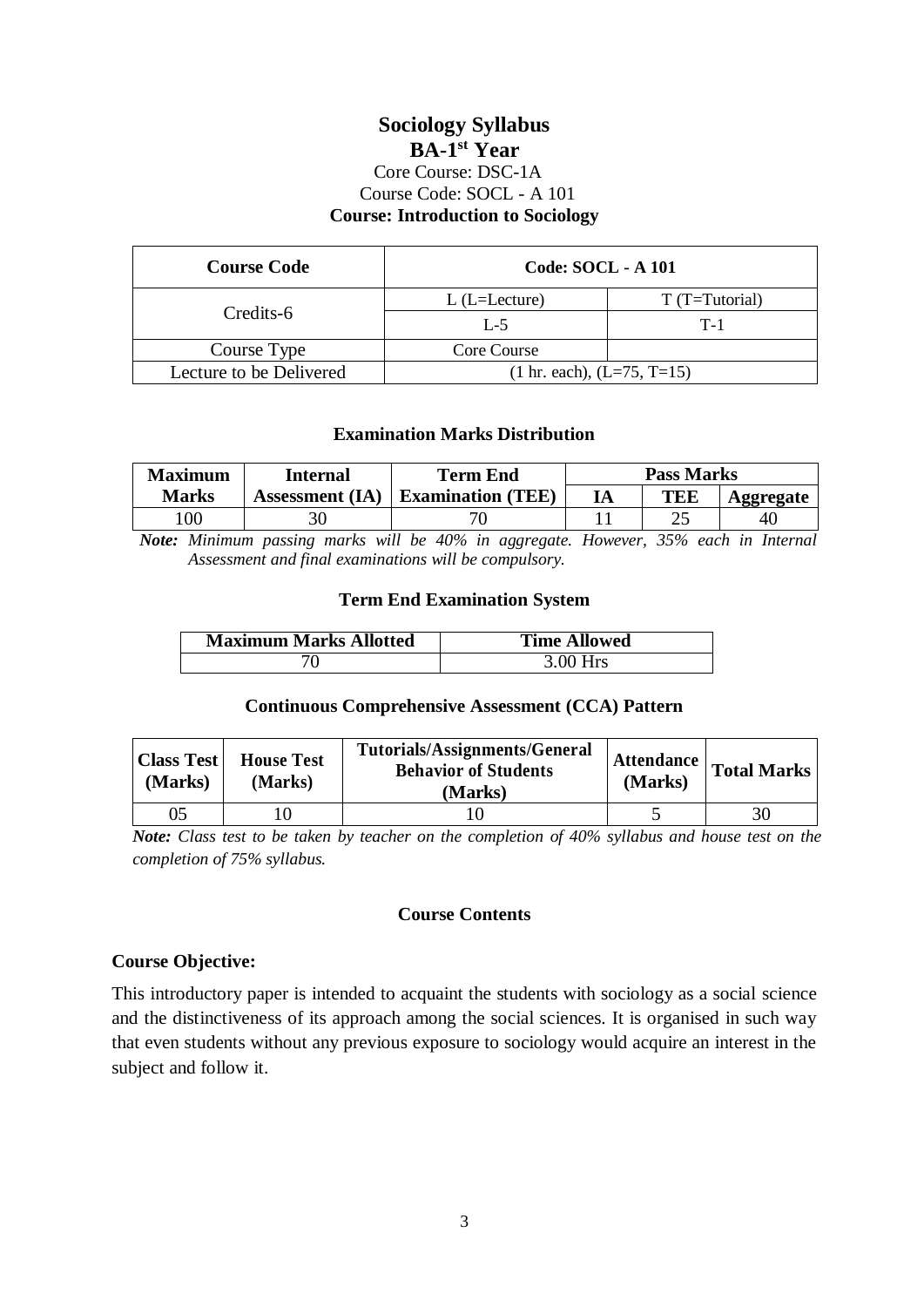# Sociology Syllabus

## BA-1st Year

Core Course: DSC-1A

Course Code: SOCL - A 101

**Course: Introduction to Sociology**

| **Course Code** | **Code: SOCL - A 101** | |
|---|---|---|
| Credits-6 | L (L=Lecture) | T (T=Tutorial) |
| | L-5 | T-1 |
| Course Type | Core Course | |
| Lecture to be Delivered | (1 hr. each), (L=75, T=15) | |

### Examination Marks Distribution

| **Maximum Marks** | **Internal Assessment (IA)** | **Term End Examination (TEE)** | **Pass Marks** | | |
|---|---|---|---|---|---|
| | | | **IA** | **TEE** | **Aggregate** |
| 100 | 30 | 70 | 11 | 25 | 40 |

***Note:*** *Minimum passing marks will be 40% in aggregate. However, 35% each in Internal Assessment and final examinations will be compulsory.*

### Term End Examination System

| **Maximum Marks Allotted** | **Time Allowed** |
|---|---|
| 70 | 3.00 Hrs |

### Continuous Comprehensive Assessment (CCA) Pattern

| **Class Test (Marks)** | **House Test (Marks)** | **Tutorials/Assignments/General Behavior of Students (Marks)** | **Attendance (Marks)** | **Total Marks** |
|---|---|---|---|---|
| 05 | 10 | 10 | 5 | 30 |

***Note:*** *Class test to be taken by teacher on the completion of 40% syllabus and house test on the completion of 75% syllabus.*

### Course Contents

**Course Objective:**

This introductory paper is intended to acquaint the students with sociology as a social science and the distinctiveness of its approach among the social sciences. It is organised in such way that even students without any previous exposure to sociology would acquire an interest in the subject and follow it.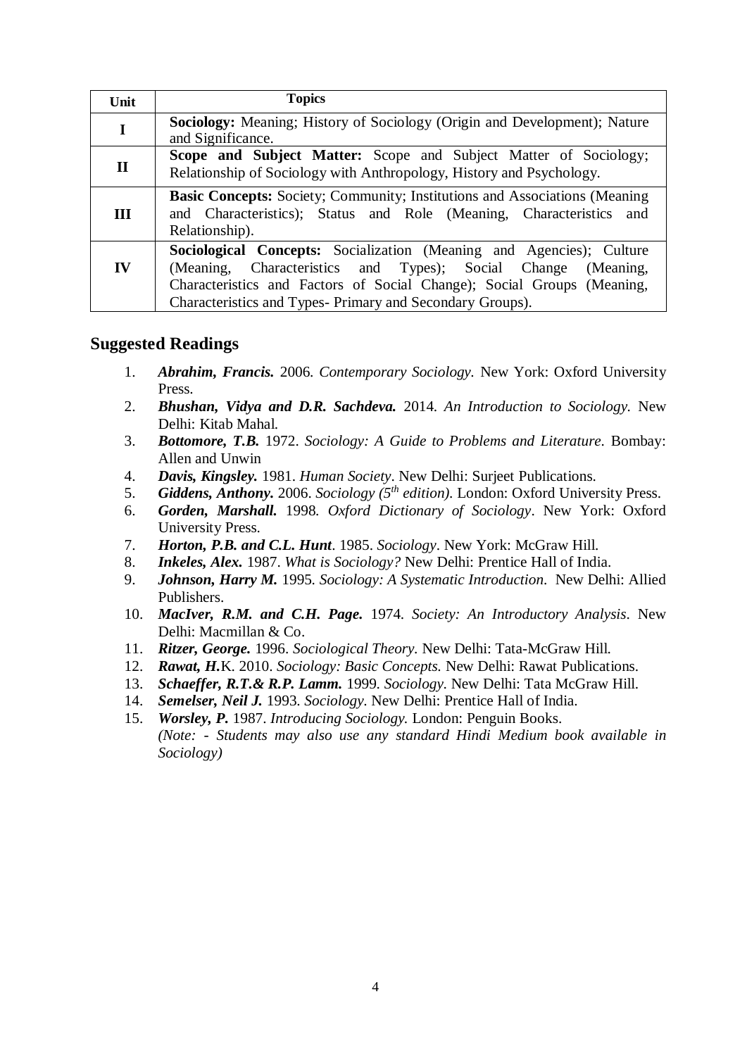| Unit | Topics |
|---|---|
| **I** | **Sociology:** Meaning; History of Sociology (Origin and Development); Nature and Significance. |
| **II** | **Scope and Subject Matter:** Scope and Subject Matter of Sociology; Relationship of Sociology with Anthropology, History and Psychology. |
| **III** | **Basic Concepts:** Society; Community; Institutions and Associations (Meaning and Characteristics); Status and Role (Meaning, Characteristics and Relationship). |
| **IV** | **Sociological Concepts:** Socialization (Meaning and Agencies); Culture (Meaning, Characteristics and Types); Social Change (Meaning, Characteristics and Factors of Social Change); Social Groups (Meaning, Characteristics and Types- Primary and Secondary Groups). |

## Suggested Readings

1. ***Abrahim, Francis.*** 2006. *Contemporary Sociology.* New York: Oxford University Press.
2. ***Bhushan, Vidya and D.R. Sachdeva.*** 2014. *An Introduction to Sociology.* New Delhi: Kitab Mahal.
3. ***Bottomore, T.B.*** 1972. *Sociology: A Guide to Problems and Literature*. Bombay: Allen and Unwin
4. ***Davis, Kingsley.*** 1981. *Human Society*. New Delhi: Surjeet Publications.
5. ***Giddens, Anthony.*** 2006. *Sociology (5th edition).* London: Oxford University Press.
6. ***Gorden, Marshall.*** 1998. *Oxford Dictionary of Sociology*. New York: Oxford University Press.
7. ***Horton, P.B. and C.L. Hunt***. 1985. *Sociology*. New York: McGraw Hill.
8. ***Inkeles, Alex.*** 1987. *What is Sociology?* New Delhi: Prentice Hall of India.
9. ***Johnson, Harry M.*** 1995. *Sociology: A Systematic Introduction*. New Delhi: Allied Publishers.
10. ***MacIver, R.M. and C.H. Page.*** 1974. *Society: An Introductory Analysis*. New Delhi: Macmillan & Co.
11. ***Ritzer, George.*** 1996. *Sociological Theory.* New Delhi: Tata-McGraw Hill.
12. ***Rawat, H.***K. 2010. *Sociology: Basic Concepts.* New Delhi: Rawat Publications.
13. ***Schaeffer, R.T.& R.P. Lamm.*** 1999. *Sociology.* New Delhi: Tata McGraw Hill.
14. ***Semelser, Neil J.*** 1993. *Sociology.* New Delhi: Prentice Hall of India.
15. ***Worsley, P.*** 1987. *Introducing Sociology.* London: Penguin Books.

*(Note: - Students may also use any standard Hindi Medium book available in Sociology)*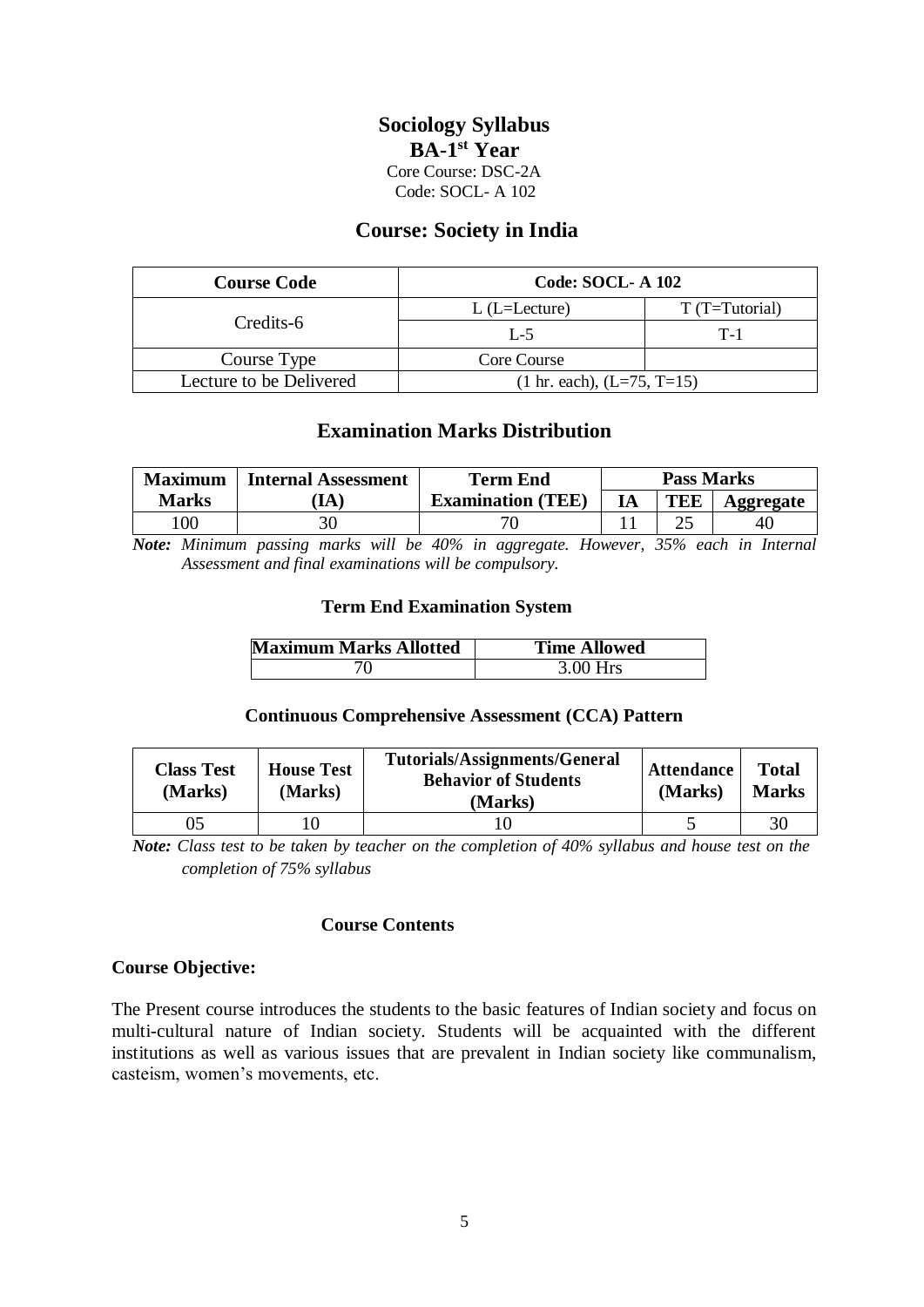# Sociology Syllabus

## BA-1st Year

Core Course: DSC-2A

Code: SOCL- A 102

## Course: Society in India

| Course Code | Code: SOCL- A 102 | |
|---|---|---|
| Credits-6 | L (L=Lecture) | T (T=Tutorial) |
| | L-5 | T-1 |
| Course Type | Core Course | |
| Lecture to be Delivered | (1 hr. each), (L=75, T=15) | |

## Examination Marks Distribution

| Maximum Marks | Internal Assessment (IA) | Term End Examination (TEE) | Pass Marks | | |
|---|---|---|---|---|---|
| | | | IA | TEE | Aggregate |
| 100 | 30 | 70 | 11 | 25 | 40 |

***Note:*** *Minimum passing marks will be 40% in aggregate. However, 35% each in Internal Assessment and final examinations will be compulsory.*

### Term End Examination System

| Maximum Marks Allotted | Time Allowed |
|---|---|
| 70 | 3.00 Hrs |

### Continuous Comprehensive Assessment (CCA) Pattern

| Class Test (Marks) | House Test (Marks) | Tutorials/Assignments/General Behavior of Students (Marks) | Attendance (Marks) | Total Marks |
|---|---|---|---|---|
| 05 | 10 | 10 | 5 | 30 |

***Note:*** *Class test to be taken by teacher on the completion of 40% syllabus and house test on the completion of 75% syllabus*

### Course Contents

**Course Objective:**

The Present course introduces the students to the basic features of Indian society and focus on multi-cultural nature of Indian society. Students will be acquainted with the different institutions as well as various issues that are prevalent in Indian society like communalism, casteism, women's movements, etc.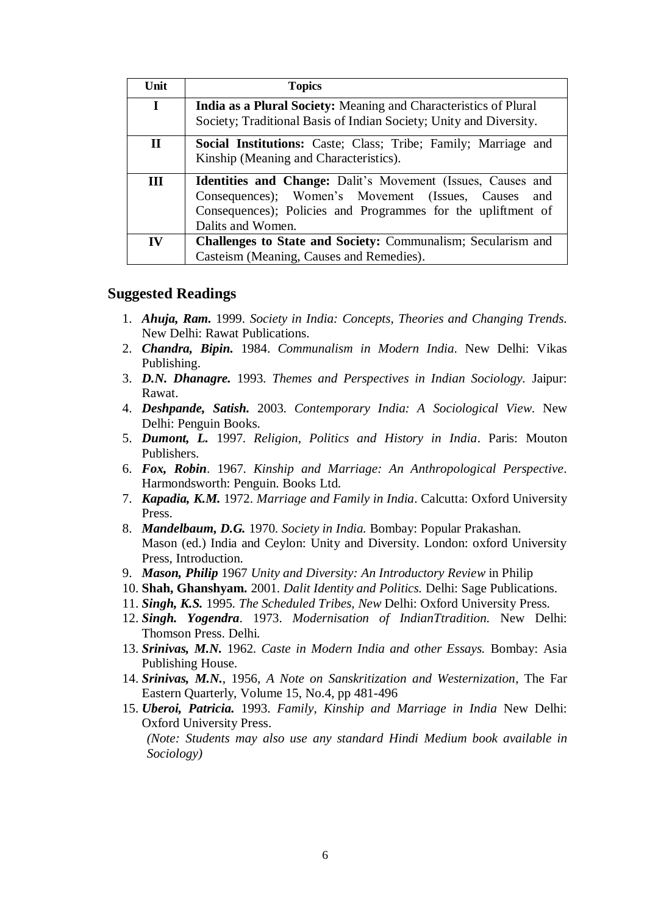| Unit | Topics |
|---|---|
| I | **India as a Plural Society:** Meaning and Characteristics of Plural Society; Traditional Basis of Indian Society; Unity and Diversity. |
| II | **Social Institutions:** Caste; Class; Tribe; Family; Marriage and Kinship (Meaning and Characteristics). |
| III | **Identities and Change:** Dalit's Movement (Issues, Causes and Consequences); Women's Movement (Issues, Causes and Consequences); Policies and Programmes for the upliftment of Dalits and Women. |
| IV | **Challenges to State and Society:** Communalism; Secularism and Casteism (Meaning, Causes and Remedies). |

## Suggested Readings

1. ***Ahuja, Ram.*** 1999. *Society in India: Concepts, Theories and Changing Trends.* New Delhi: Rawat Publications.
2. ***Chandra, Bipin.*** 1984. *Communalism in Modern India*. New Delhi: Vikas Publishing.
3. ***D.N. Dhanagre.*** 1993. *Themes and Perspectives in Indian Sociology.* Jaipur: Rawat.
4. ***Deshpande, Satish.*** 2003. *Contemporary India: A Sociological View*. New Delhi: Penguin Books.
5. ***Dumont, L.*** 1997. *Religion, Politics and History in India*. Paris: Mouton Publishers.
6. ***Fox, Robin***. 1967. *Kinship and Marriage: An Anthropological Perspective*. Harmondsworth: Penguin. Books Ltd.
7. ***Kapadia, K.M.*** 1972. *Marriage and Family in India*. Calcutta: Oxford University Press.
8. ***Mandelbaum, D.G.*** 1970. *Society in India.* Bombay: Popular Prakashan. Mason (ed.) India and Ceylon: Unity and Diversity. London: oxford University Press, Introduction.
9. ***Mason, Philip*** 1967 *Unity and Diversity: An Introductory Review* in Philip
10. **Shah, Ghanshyam.** 2001. *Dalit Identity and Politics.* Delhi: Sage Publications.
11. ***Singh, K.S.*** 1995. *The Scheduled Tribes, New* Delhi: Oxford University Press.
12. ***Singh. Yogendra***. 1973. *Modernisation of IndianTtradition.* New Delhi: Thomson Press. Delhi.
13. ***Srinivas, M.N.*** 1962. *Caste in Modern India and other Essays.* Bombay: Asia Publishing House.
14. ***Srinivas, M.N.***, 1956, *A Note on Sanskritization and Westernization*, The Far Eastern Quarterly, Volume 15, No.4, pp 481-496
15. ***Uberoi, Patricia.*** 1993. *Family, Kinship and Marriage in India* New Delhi: Oxford University Press.

    *(Note: Students may also use any standard Hindi Medium book available in Sociology)*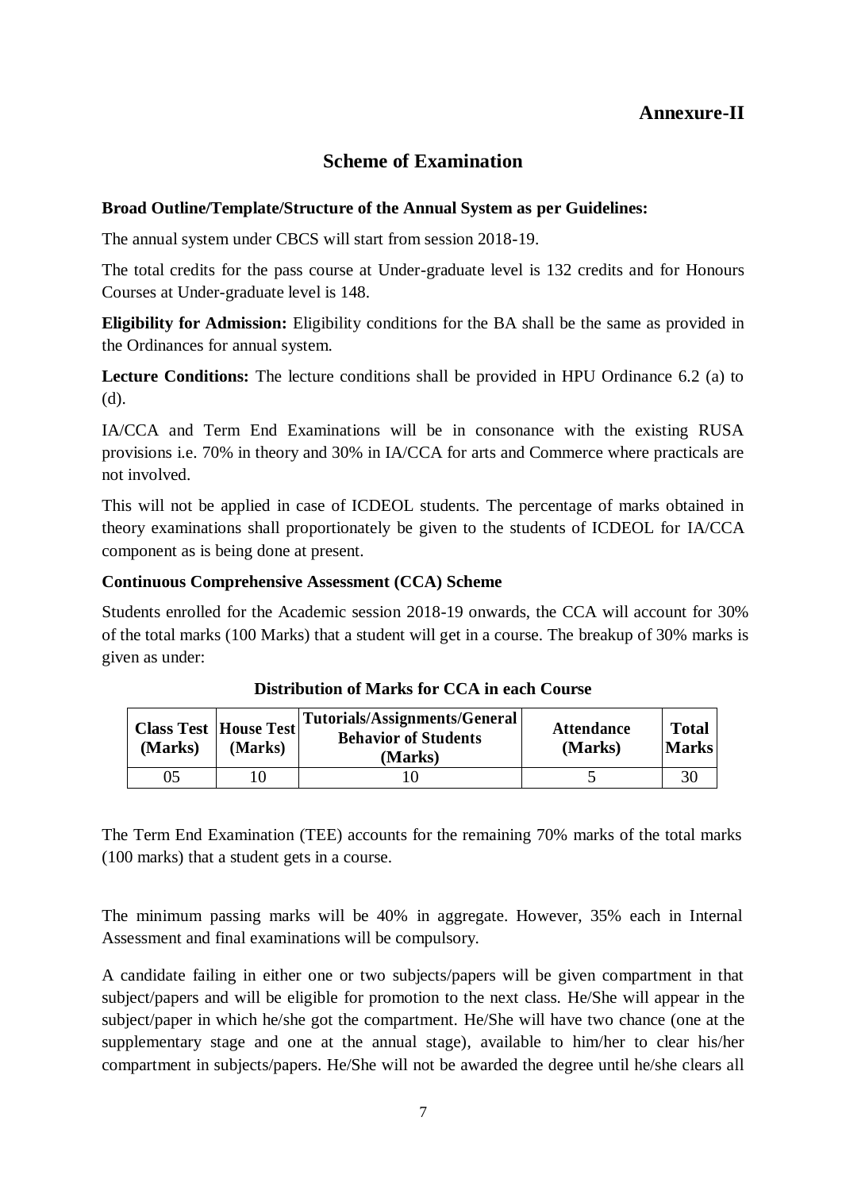**Annexure-II**

## Scheme of Examination

**Broad Outline/Template/Structure of the Annual System as per Guidelines:**

The annual system under CBCS will start from session 2018-19.

The total credits for the pass course at Under-graduate level is 132 credits and for Honours Courses at Under-graduate level is 148.

**Eligibility for Admission:** Eligibility conditions for the BA shall be the same as provided in the Ordinances for annual system.

**Lecture Conditions:** The lecture conditions shall be provided in HPU Ordinance 6.2 (a) to (d).

IA/CCA and Term End Examinations will be in consonance with the existing RUSA provisions i.e. 70% in theory and 30% in IA/CCA for arts and Commerce where practicals are not involved.

This will not be applied in case of ICDEOL students. The percentage of marks obtained in theory examinations shall proportionately be given to the students of ICDEOL for IA/CCA component as is being done at present.

**Continuous Comprehensive Assessment (CCA) Scheme**

Students enrolled for the Academic session 2018-19 onwards, the CCA will account for 30% of the total marks (100 Marks) that a student will get in a course. The breakup of 30% marks is given as under:

**Distribution of Marks for CCA in each Course**

| Class Test (Marks) | House Test (Marks) | Tutorials/Assignments/General Behavior of Students (Marks) | Attendance (Marks) | Total Marks |
|---|---|---|---|---|
| 05 | 10 | 10 | 5 | 30 |

The Term End Examination (TEE) accounts for the remaining 70% marks of the total marks (100 marks) that a student gets in a course.

The minimum passing marks will be 40% in aggregate. However, 35% each in Internal Assessment and final examinations will be compulsory.

A candidate failing in either one or two subjects/papers will be given compartment in that subject/papers and will be eligible for promotion to the next class. He/She will appear in the subject/paper in which he/she got the compartment. He/She will have two chance (one at the supplementary stage and one at the annual stage), available to him/her to clear his/her compartment in subjects/papers. He/She will not be awarded the degree until he/she clears all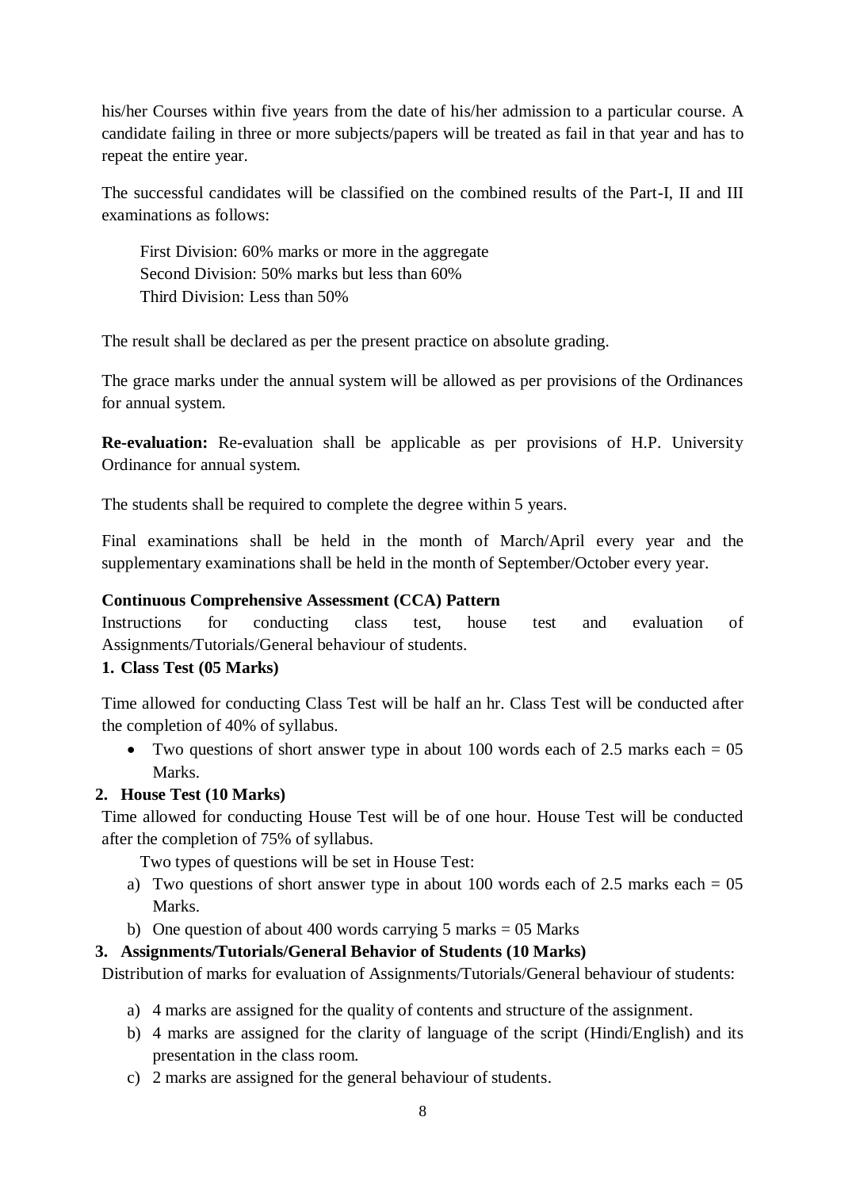his/her Courses within five years from the date of his/her admission to a particular course. A candidate failing in three or more subjects/papers will be treated as fail in that year and has to repeat the entire year.

The successful candidates will be classified on the combined results of the Part-I, II and III examinations as follows:

First Division: 60% marks or more in the aggregate
Second Division: 50% marks but less than 60%
Third Division: Less than 50%

The result shall be declared as per the present practice on absolute grading.

The grace marks under the annual system will be allowed as per provisions of the Ordinances for annual system.

**Re-evaluation:** Re-evaluation shall be applicable as per provisions of H.P. University Ordinance for annual system.

The students shall be required to complete the degree within 5 years.

Final examinations shall be held in the month of March/April every year and the supplementary examinations shall be held in the month of September/October every year.

**Continuous Comprehensive Assessment (CCA) Pattern**

Instructions for conducting class test, house test and evaluation of Assignments/Tutorials/General behaviour of students.

**1. Class Test (05 Marks)**

Time allowed for conducting Class Test will be half an hr. Class Test will be conducted after the completion of 40% of syllabus.

- Two questions of short answer type in about 100 words each of 2.5 marks each = 05 Marks.

**2. House Test (10 Marks)**

Time allowed for conducting House Test will be of one hour. House Test will be conducted after the completion of 75% of syllabus.

Two types of questions will be set in House Test:

a) Two questions of short answer type in about 100 words each of 2.5 marks each = 05 Marks.
b) One question of about 400 words carrying 5 marks = 05 Marks

**3. Assignments/Tutorials/General Behavior of Students (10 Marks)**

Distribution of marks for evaluation of Assignments/Tutorials/General behaviour of students:

a) 4 marks are assigned for the quality of contents and structure of the assignment.
b) 4 marks are assigned for the clarity of language of the script (Hindi/English) and its presentation in the class room.
c) 2 marks are assigned for the general behaviour of students.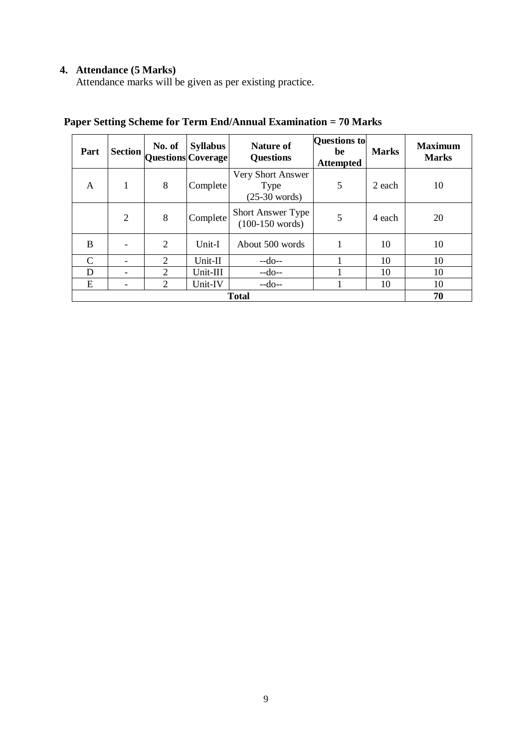**4. Attendance (5 Marks)**

Attendance marks will be given as per existing practice.

**Paper Setting Scheme for Term End/Annual Examination = 70 Marks**

| Part | Section | No. of Questions | Syllabus Coverage | Nature of Questions | Questions to be Attempted | Marks | Maximum Marks |
|---|---|---|---|---|---|---|---|
| A | 1 | 8 | Complete | Very Short Answer Type (25-30 words) | 5 | 2 each | 10 |
| | 2 | 8 | Complete | Short Answer Type (100-150 words) | 5 | 4 each | 20 |
| B | - | 2 | Unit-I | About 500 words | 1 | 10 | 10 |
| C | - | 2 | Unit-II | --do-- | 1 | 10 | 10 |
| D | - | 2 | Unit-III | --do-- | 1 | 10 | 10 |
| E | - | 2 | Unit-IV | --do-- | 1 | 10 | 10 |
| **Total** | | | | | | | **70** |